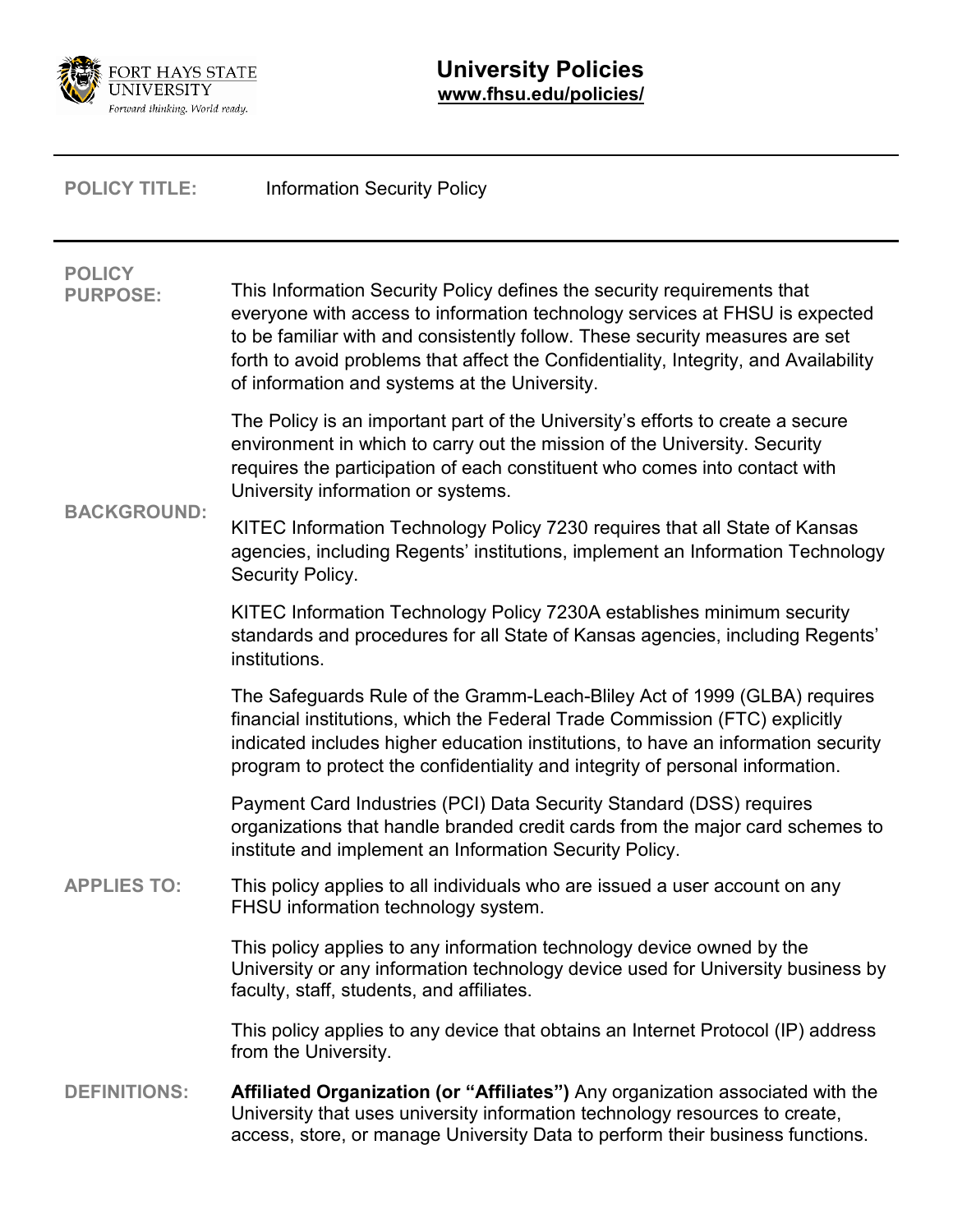# University Policies

**www.fhsu.edu/policies/**

**POLICY TITLE:** Information Security Policy

**POLICY PURPOSE:**

This Information Security Policy defines the security requirements that everyone with access to information technology services at FHSU is expected to be familiar with and consistently follow. These security measures are set forth to avoid problems that affect the Confidentiality, Integrity, and Availability of information and systems at the University.

**BACKGROUND:**

The Policy is an important part of the University's efforts to create a secure environment in which to carry out the mission of the University. Security requires the participation of each constituent who comes into contact with University information or systems.

KITEC Information Technology Policy 7230 requires that all State of Kansas agencies, including Regents' institutions, implement an Information Technology Security Policy.

KITEC Information Technology Policy 7230A establishes minimum security standards and procedures for all State of Kansas agencies, including Regents' institutions.

The Safeguards Rule of the Gramm-Leach-Bliley Act of 1999 (GLBA) requires financial institutions, which the Federal Trade Commission (FTC) explicitly indicated includes higher education institutions, to have an information security program to protect the confidentiality and integrity of personal information.

Payment Card Industries (PCI) Data Security Standard (DSS) requires organizations that handle branded credit cards from the major card schemes to institute and implement an Information Security Policy.

**APPLIES TO:**

This policy applies to all individuals who are issued a user account on any FHSU information technology system.

This policy applies to any information technology device owned by the University or any information technology device used for University business by faculty, staff, students, and affiliates.

This policy applies to any device that obtains an Internet Protocol (IP) address from the University.

**DEFINITIONS:**

**Affiliated Organization (or "Affiliates")** Any organization associated with the University that uses university information technology resources to create, access, store, or manage University Data to perform their business functions.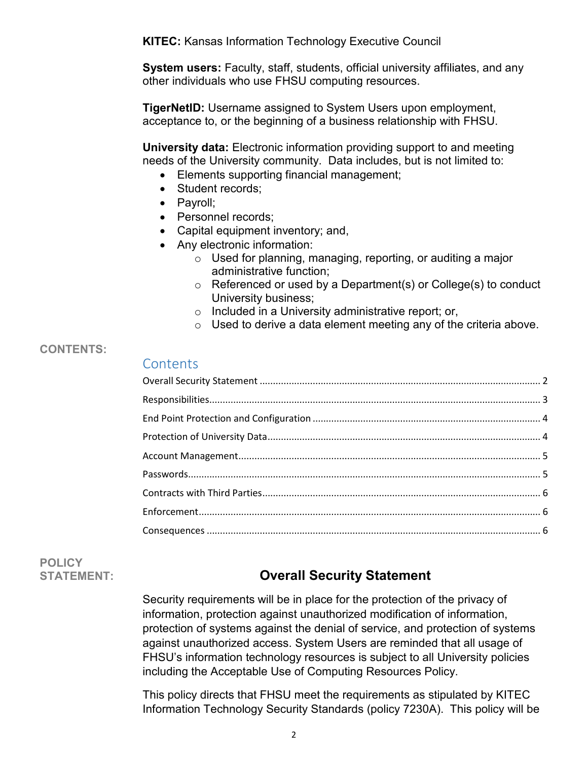**KITEC:** Kansas Information Technology Executive Council

**System users:** Faculty, staff, students, official university affiliates, and any other individuals who use FHSU computing resources.

**TigerNetID:** Username assigned to System Users upon employment, acceptance to, or the beginning of a business relationship with FHSU.

**University data:** Electronic information providing support to and meeting needs of the University community. Data includes, but is not limited to:

- Elements supporting financial management;
- Student records;
- Payroll;
- Personnel records;
- Capital equipment inventory; and,
- Any electronic information:
  - Used for planning, managing, reporting, or auditing a major administrative function;
  - Referenced or used by a Department(s) or College(s) to conduct University business;
  - Included in a University administrative report; or,
  - Used to derive a data element meeting any of the criteria above.

**CONTENTS:**

## Contents

| | |
|---|---|
| Overall Security Statement | 2 |
| Responsibilities | 3 |
| End Point Protection and Configuration | 4 |
| Protection of University Data | 4 |
| Account Management | 5 |
| Passwords | 5 |
| Contracts with Third Parties | 6 |
| Enforcement | 6 |
| Consequences | 6 |

**POLICY STATEMENT:**

## Overall Security Statement

Security requirements will be in place for the protection of the privacy of information, protection against unauthorized modification of information, protection of systems against the denial of service, and protection of systems against unauthorized access. System Users are reminded that all usage of FHSU's information technology resources is subject to all University policies including the Acceptable Use of Computing Resources Policy.

This policy directs that FHSU meet the requirements as stipulated by KITEC Information Technology Security Standards (policy 7230A). This policy will be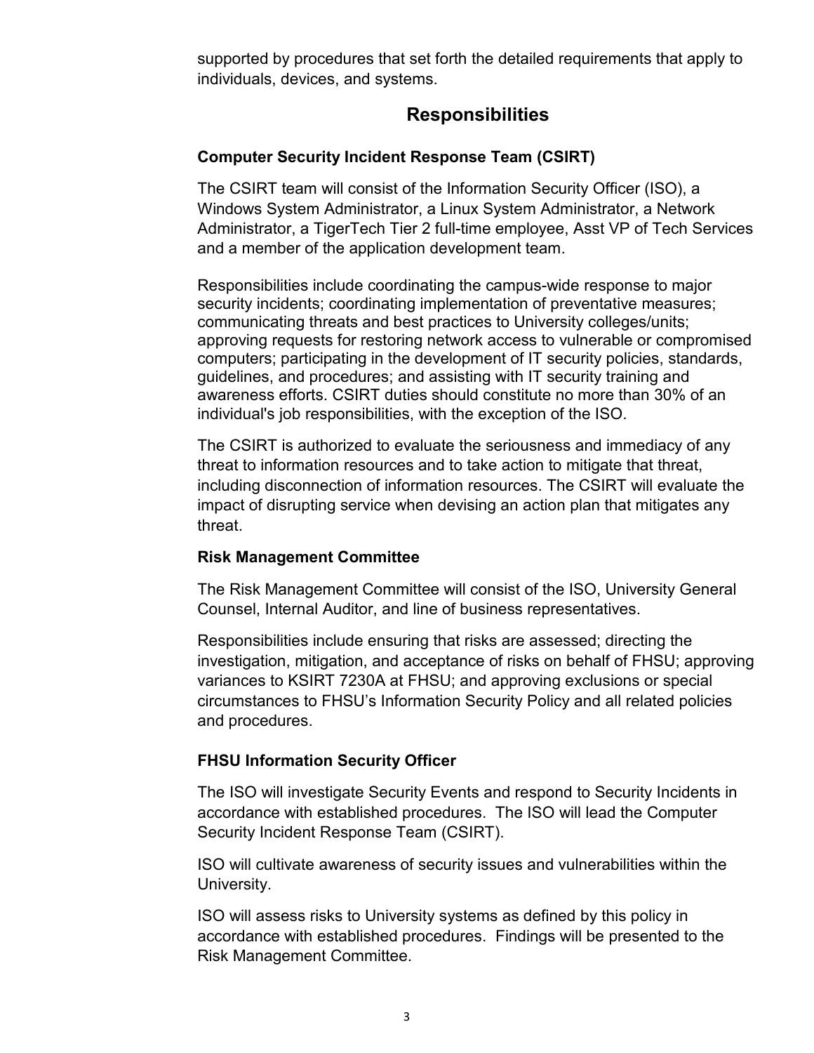supported by procedures that set forth the detailed requirements that apply to individuals, devices, and systems.

## Responsibilities

### Computer Security Incident Response Team (CSIRT)

The CSIRT team will consist of the Information Security Officer (ISO), a Windows System Administrator, a Linux System Administrator, a Network Administrator, a TigerTech Tier 2 full-time employee, Asst VP of Tech Services and a member of the application development team.

Responsibilities include coordinating the campus-wide response to major security incidents; coordinating implementation of preventative measures; communicating threats and best practices to University colleges/units; approving requests for restoring network access to vulnerable or compromised computers; participating in the development of IT security policies, standards, guidelines, and procedures; and assisting with IT security training and awareness efforts. CSIRT duties should constitute no more than 30% of an individual's job responsibilities, with the exception of the ISO.

The CSIRT is authorized to evaluate the seriousness and immediacy of any threat to information resources and to take action to mitigate that threat, including disconnection of information resources. The CSIRT will evaluate the impact of disrupting service when devising an action plan that mitigates any threat.

### Risk Management Committee

The Risk Management Committee will consist of the ISO, University General Counsel, Internal Auditor, and line of business representatives.

Responsibilities include ensuring that risks are assessed; directing the investigation, mitigation, and acceptance of risks on behalf of FHSU; approving variances to KSIRT 7230A at FHSU; and approving exclusions or special circumstances to FHSU's Information Security Policy and all related policies and procedures.

### FHSU Information Security Officer

The ISO will investigate Security Events and respond to Security Incidents in accordance with established procedures. The ISO will lead the Computer Security Incident Response Team (CSIRT).

ISO will cultivate awareness of security issues and vulnerabilities within the University.

ISO will assess risks to University systems as defined by this policy in accordance with established procedures. Findings will be presented to the Risk Management Committee.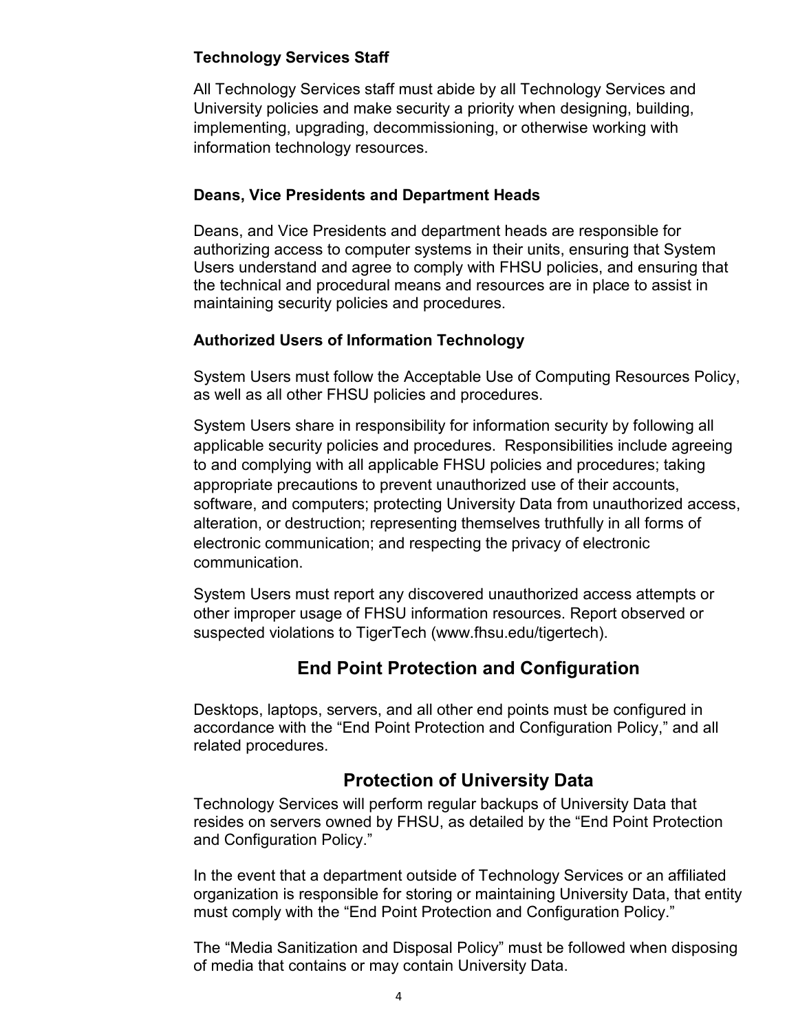### Technology Services Staff

All Technology Services staff must abide by all Technology Services and University policies and make security a priority when designing, building, implementing, upgrading, decommissioning, or otherwise working with information technology resources.

### Deans, Vice Presidents and Department Heads

Deans, and Vice Presidents and department heads are responsible for authorizing access to computer systems in their units, ensuring that System Users understand and agree to comply with FHSU policies, and ensuring that the technical and procedural means and resources are in place to assist in maintaining security policies and procedures.

### Authorized Users of Information Technology

System Users must follow the Acceptable Use of Computing Resources Policy, as well as all other FHSU policies and procedures.

System Users share in responsibility for information security by following all applicable security policies and procedures. Responsibilities include agreeing to and complying with all applicable FHSU policies and procedures; taking appropriate precautions to prevent unauthorized use of their accounts, software, and computers; protecting University Data from unauthorized access, alteration, or destruction; representing themselves truthfully in all forms of electronic communication; and respecting the privacy of electronic communication.

System Users must report any discovered unauthorized access attempts or other improper usage of FHSU information resources. Report observed or suspected violations to TigerTech (www.fhsu.edu/tigertech).

## End Point Protection and Configuration

Desktops, laptops, servers, and all other end points must be configured in accordance with the "End Point Protection and Configuration Policy," and all related procedures.

## Protection of University Data

Technology Services will perform regular backups of University Data that resides on servers owned by FHSU, as detailed by the "End Point Protection and Configuration Policy."

In the event that a department outside of Technology Services or an affiliated organization is responsible for storing or maintaining University Data, that entity must comply with the "End Point Protection and Configuration Policy."

The "Media Sanitization and Disposal Policy" must be followed when disposing of media that contains or may contain University Data.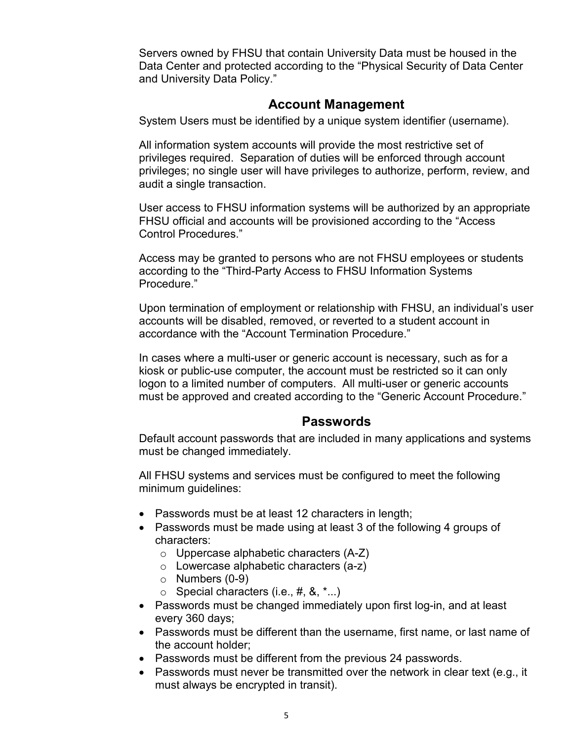Servers owned by FHSU that contain University Data must be housed in the Data Center and protected according to the “Physical Security of Data Center and University Data Policy.”

## Account Management

System Users must be identified by a unique system identifier (username).

All information system accounts will provide the most restrictive set of privileges required. Separation of duties will be enforced through account privileges; no single user will have privileges to authorize, perform, review, and audit a single transaction.

User access to FHSU information systems will be authorized by an appropriate FHSU official and accounts will be provisioned according to the “Access Control Procedures.”

Access may be granted to persons who are not FHSU employees or students according to the “Third-Party Access to FHSU Information Systems Procedure.”

Upon termination of employment or relationship with FHSU, an individual’s user accounts will be disabled, removed, or reverted to a student account in accordance with the “Account Termination Procedure.”

In cases where a multi-user or generic account is necessary, such as for a kiosk or public-use computer, the account must be restricted so it can only logon to a limited number of computers. All multi-user or generic accounts must be approved and created according to the “Generic Account Procedure.”

## Passwords

Default account passwords that are included in many applications and systems must be changed immediately.

All FHSU systems and services must be configured to meet the following minimum guidelines:

- Passwords must be at least 12 characters in length;
- Passwords must be made using at least 3 of the following 4 groups of characters:
  - Uppercase alphabetic characters (A-Z)
  - Lowercase alphabetic characters (a-z)
  - Numbers (0-9)
  - Special characters (i.e., #, &, *...)
- Passwords must be changed immediately upon first log-in, and at least every 360 days;
- Passwords must be different than the username, first name, or last name of the account holder;
- Passwords must be different from the previous 24 passwords.
- Passwords must never be transmitted over the network in clear text (e.g., it must always be encrypted in transit).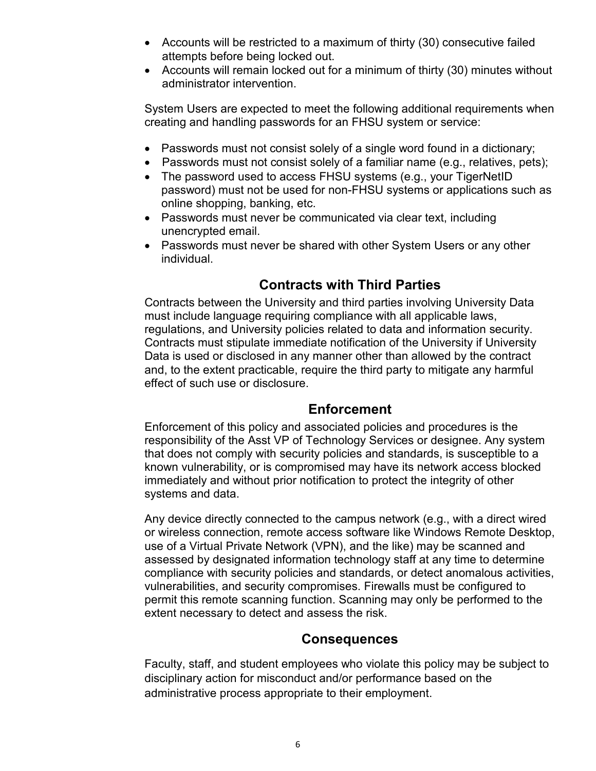- Accounts will be restricted to a maximum of thirty (30) consecutive failed attempts before being locked out.
- Accounts will remain locked out for a minimum of thirty (30) minutes without administrator intervention.

System Users are expected to meet the following additional requirements when creating and handling passwords for an FHSU system or service:

- Passwords must not consist solely of a single word found in a dictionary;
- Passwords must not consist solely of a familiar name (e.g., relatives, pets);
- The password used to access FHSU systems (e.g., your TigerNetID password) must not be used for non-FHSU systems or applications such as online shopping, banking, etc.
- Passwords must never be communicated via clear text, including unencrypted email.
- Passwords must never be shared with other System Users or any other individual.

## Contracts with Third Parties

Contracts between the University and third parties involving University Data must include language requiring compliance with all applicable laws, regulations, and University policies related to data and information security. Contracts must stipulate immediate notification of the University if University Data is used or disclosed in any manner other than allowed by the contract and, to the extent practicable, require the third party to mitigate any harmful effect of such use or disclosure.

## Enforcement

Enforcement of this policy and associated policies and procedures is the responsibility of the Asst VP of Technology Services or designee. Any system that does not comply with security policies and standards, is susceptible to a known vulnerability, or is compromised may have its network access blocked immediately and without prior notification to protect the integrity of other systems and data.

Any device directly connected to the campus network (e.g., with a direct wired or wireless connection, remote access software like Windows Remote Desktop, use of a Virtual Private Network (VPN), and the like) may be scanned and assessed by designated information technology staff at any time to determine compliance with security policies and standards, or detect anomalous activities, vulnerabilities, and security compromises. Firewalls must be configured to permit this remote scanning function. Scanning may only be performed to the extent necessary to detect and assess the risk.

## Consequences

Faculty, staff, and student employees who violate this policy may be subject to disciplinary action for misconduct and/or performance based on the administrative process appropriate to their employment.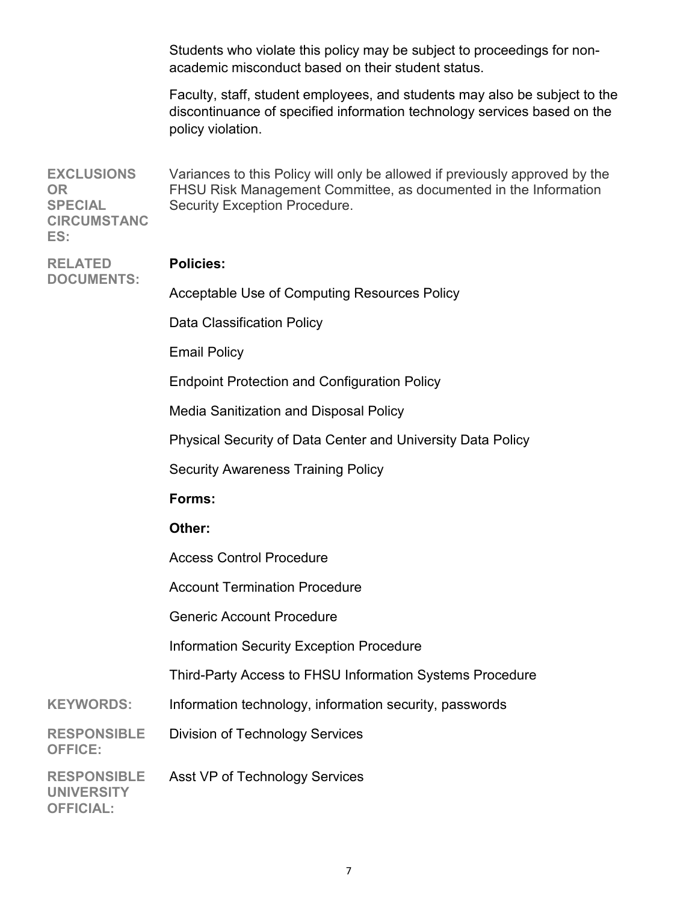Students who violate this policy may be subject to proceedings for non-academic misconduct based on their student status.

Faculty, staff, student employees, and students may also be subject to the discontinuance of specified information technology services based on the policy violation.

**EXCLUSIONS OR SPECIAL CIRCUMSTANCES:**

Variances to this Policy will only be allowed if previously approved by the FHSU Risk Management Committee, as documented in the Information Security Exception Procedure.

**RELATED DOCUMENTS:**

**Policies:**

Acceptable Use of Computing Resources Policy

Data Classification Policy

Email Policy

Endpoint Protection and Configuration Policy

Media Sanitization and Disposal Policy

Physical Security of Data Center and University Data Policy

Security Awareness Training Policy

**Forms:**

**Other:**

Access Control Procedure

Account Termination Procedure

Generic Account Procedure

Information Security Exception Procedure

Third-Party Access to FHSU Information Systems Procedure

**KEYWORDS:** Information technology, information security, passwords

**RESPONSIBLE OFFICE:** Division of Technology Services

**RESPONSIBLE UNIVERSITY OFFICIAL:** Asst VP of Technology Services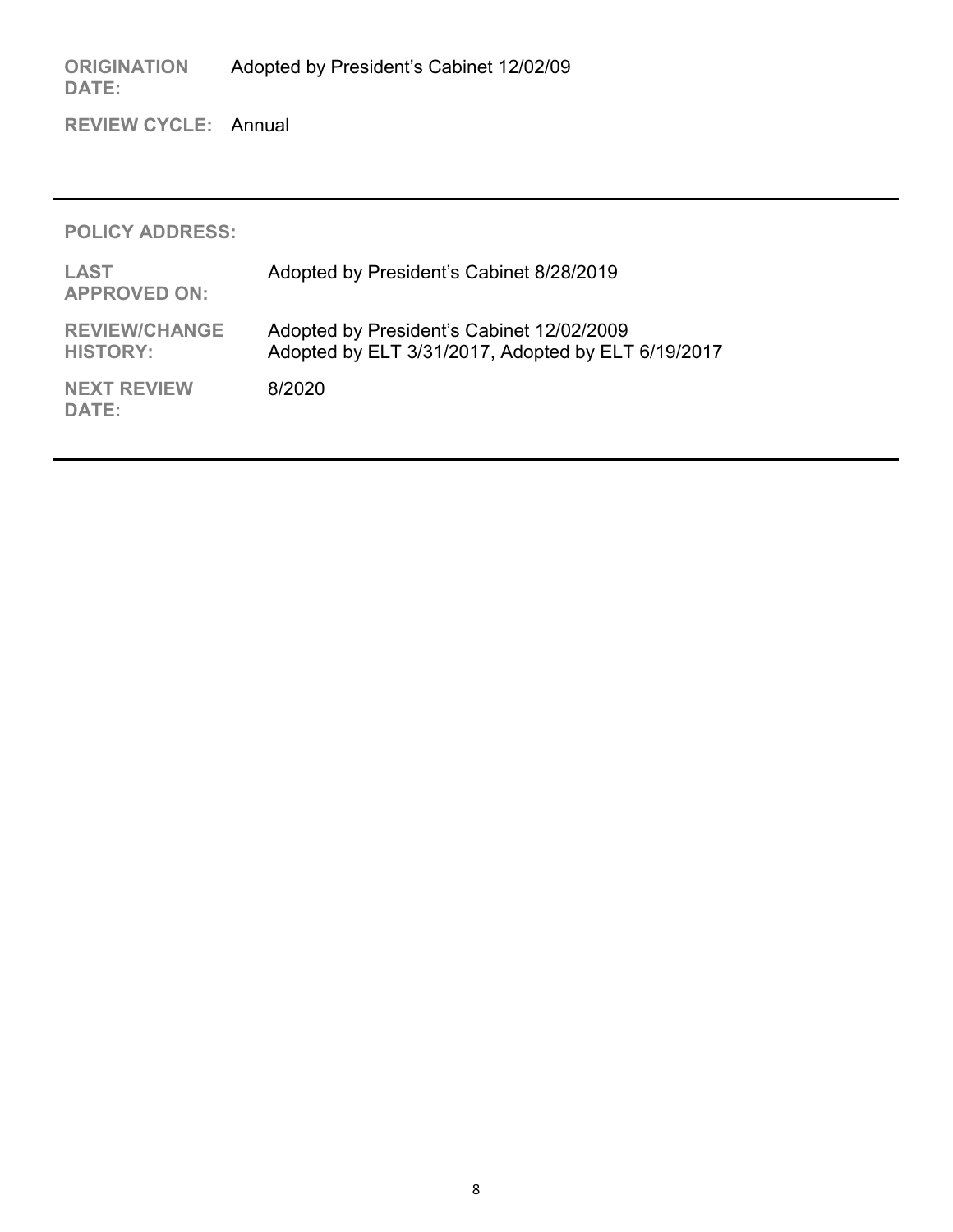| | |
|---|---|
| **ORIGINATION DATE:** | Adopted by President's Cabinet 12/02/09 |
| **REVIEW CYCLE:** | Annual |

---

**POLICY ADDRESS:**

| | |
|---|---|
| **LAST APPROVED ON:** | Adopted by President's Cabinet 8/28/2019 |
| **REVIEW/CHANGE HISTORY:** | Adopted by President's Cabinet 12/02/2009<br>Adopted by ELT 3/31/2017, Adopted by ELT 6/19/2017 |
| **NEXT REVIEW DATE:** | 8/2020 |

---